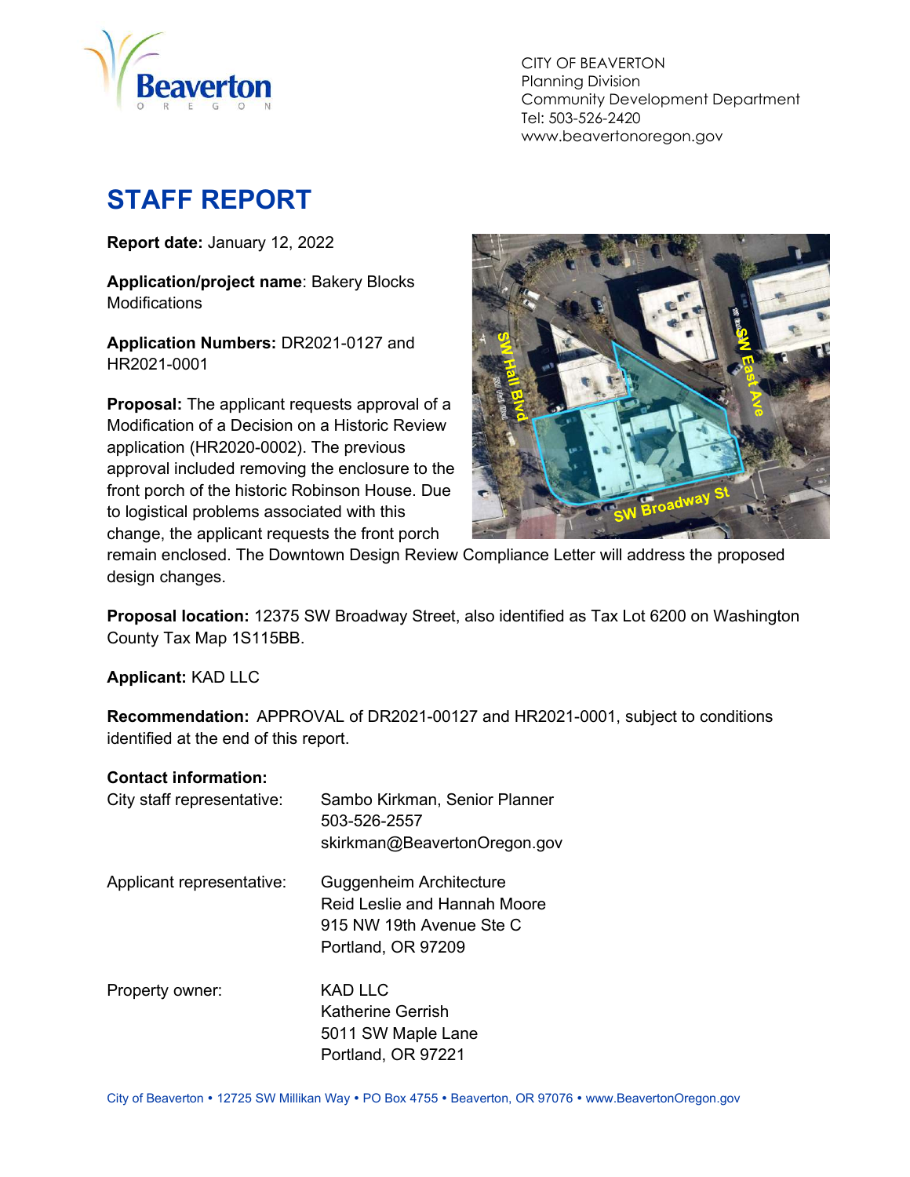CITY OF BEAVERTON
Planning Division
Community Development Department
Tel: 503-526-2420
www.beavertonoregon.gov

# STAFF REPORT

**Report date:** January 12, 2022

**Application/project name**: Bakery Blocks Modifications

**Application Numbers:** DR2021-0127 and HR2021-0001

**Proposal:** The applicant requests approval of a Modification of a Decision on a Historic Review application (HR2020-0002). The previous approval included removing the enclosure to the front porch of the historic Robinson House. Due to logistical problems associated with this change, the applicant requests the front porch remain enclosed. The Downtown Design Review Compliance Letter will address the proposed design changes.

**Proposal location:** 12375 SW Broadway Street, also identified as Tax Lot 6200 on Washington County Tax Map 1S115BB.

**Applicant:** KAD LLC

**Recommendation:** APPROVAL of DR2021-00127 and HR2021-0001, subject to conditions identified at the end of this report.

**Contact information:**

| | |
|---|---|
| City staff representative: | Sambo Kirkman, Senior Planner<br>503-526-2557<br>skirkman@BeavertonOregon.gov |
| Applicant representative: | Guggenheim Architecture<br>Reid Leslie and Hannah Moore<br>915 NW 19th Avenue Ste C<br>Portland, OR 97209 |
| Property owner: | KAD LLC<br>Katherine Gerrish<br>5011 SW Maple Lane<br>Portland, OR 97221 |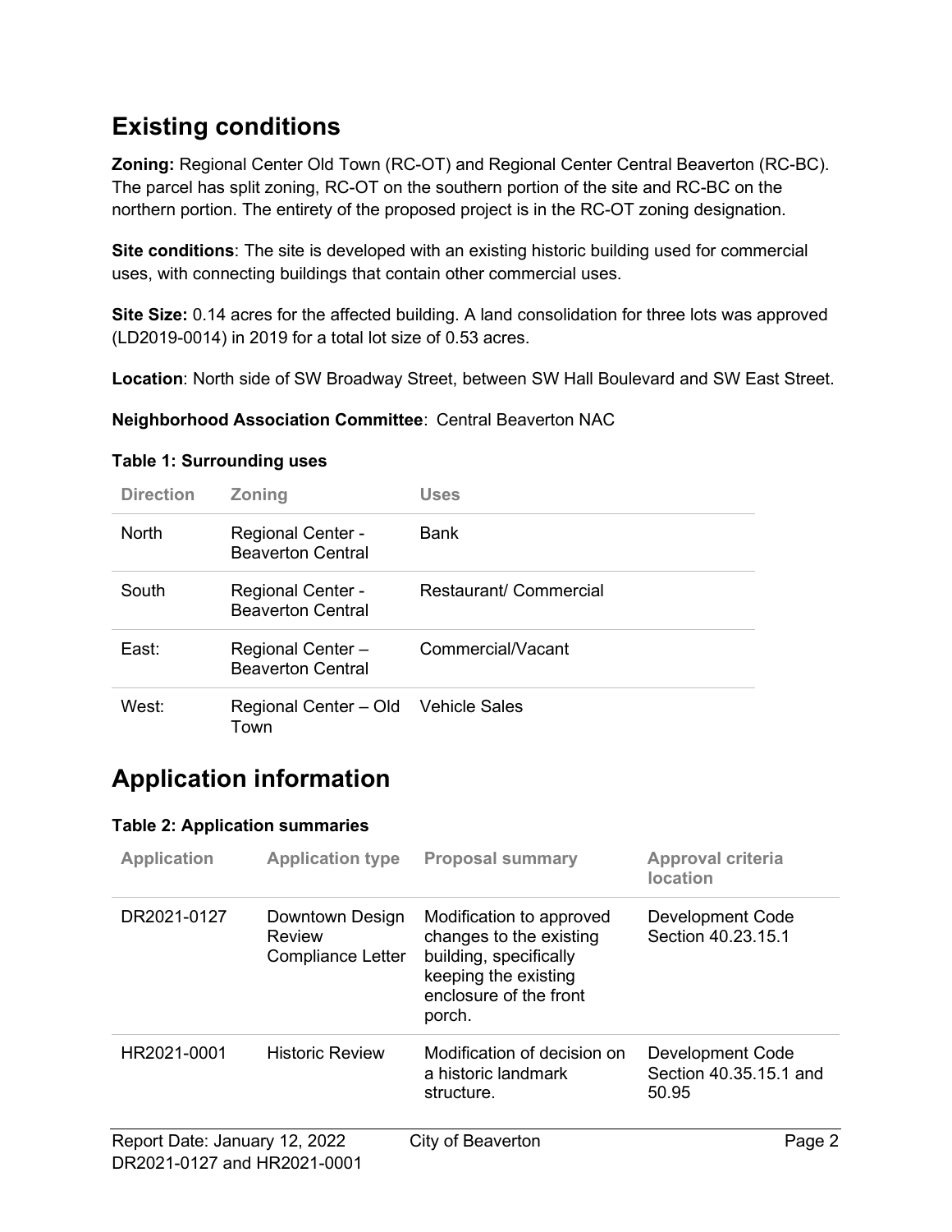## Existing conditions

**Zoning:** Regional Center Old Town (RC-OT) and Regional Center Central Beaverton (RC-BC). The parcel has split zoning, RC-OT on the southern portion of the site and RC-BC on the northern portion. The entirety of the proposed project is in the RC-OT zoning designation.

**Site conditions**: The site is developed with an existing historic building used for commercial uses, with connecting buildings that contain other commercial uses.

**Site Size:** 0.14 acres for the affected building. A land consolidation for three lots was approved (LD2019-0014) in 2019 for a total lot size of 0.53 acres.

**Location**: North side of SW Broadway Street, between SW Hall Boulevard and SW East Street.

**Neighborhood Association Committee**: Central Beaverton NAC

**Table 1: Surrounding uses**

| Direction | Zoning | Uses |
|---|---|---|
| North | Regional Center - Beaverton Central | Bank |
| South | Regional Center - Beaverton Central | Restaurant/ Commercial |
| East: | Regional Center – Beaverton Central | Commercial/Vacant |
| West: | Regional Center – Old Town | Vehicle Sales |

## Application information

**Table 2: Application summaries**

| Application | Application type | Proposal summary | Approval criteria location |
|---|---|---|---|
| DR2021-0127 | Downtown Design Review Compliance Letter | Modification to approved changes to the existing building, specifically keeping the existing enclosure of the front porch. | Development Code Section 40.23.15.1 |
| HR2021-0001 | Historic Review | Modification of decision on a historic landmark structure. | Development Code Section 40.35.15.1 and 50.95 |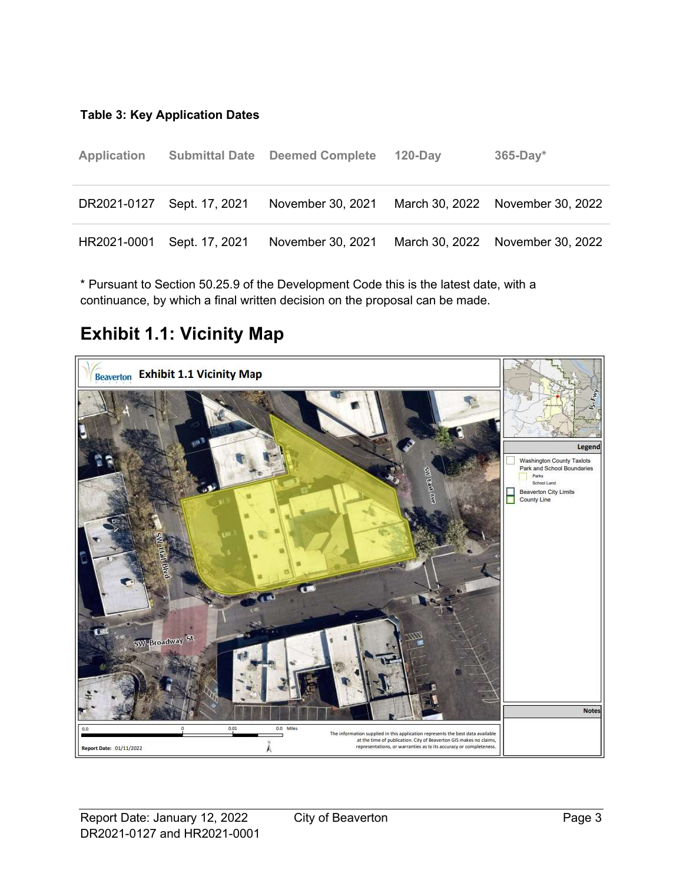**Table 3: Key Application Dates**

| Application | Submittal Date | Deemed Complete | 120-Day | 365-Day* |
|---|---|---|---|---|
| DR2021-0127 | Sept. 17, 2021 | November 30, 2021 | March 30, 2022 | November 30, 2022 |
| HR2021-0001 | Sept. 17, 2021 | November 30, 2021 | March 30, 2022 | November 30, 2022 |

* Pursuant to Section 50.25.9 of the Development Code this is the latest date, with a continuance, by which a final written decision on the proposal can be made.

## Exhibit 1.1: Vicinity Map

Beaverton Exhibit 1.1 Vicinity Map

SW East Ave

SW Hall Blvd

SW Broadway St

Legend

Washington County Taxlots

Park and School Boundaries

Parks

School Land

Beaverton City Limits

County Line

Notes

0.0 0 0.01 0.0 Miles

Report Date: 01/11/2022

The information supplied in this application represents the best data available at the time of publication. City of Beaverton GIS makes no claims, representations, or warranties as to its accuracy or completeness.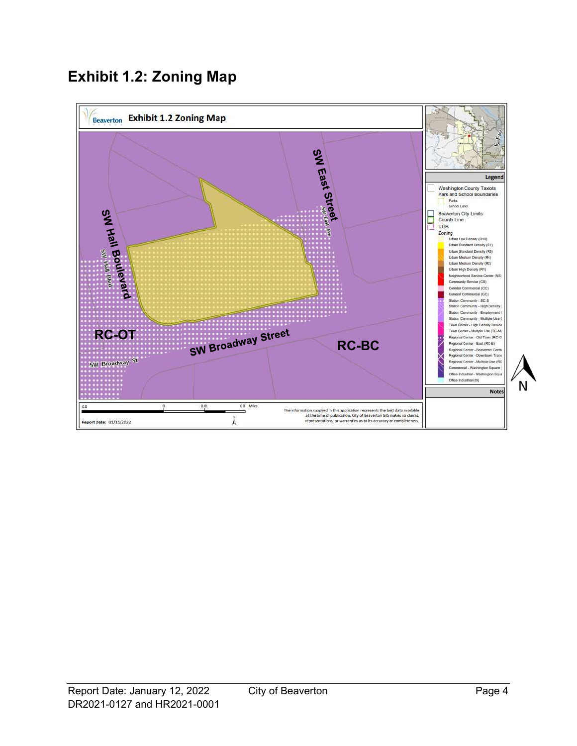# Exhibit 1.2: Zoning Map

Beaverton Exhibit 1.2 Zoning Map

SW East Street

SW East Ave

SW Hall Boulevard

SW Hall Blvd

RC-OT

SW Broadway Street

RC-BC

SW Broadway St

Legend

Washington County Taxlots

Park and School Boundaries

Parks

School Land

Beaverton City Limits

County Line

UGB

Zoning

Urban Low Density (R10)

Urban Standard Density (R7)

Urban Standard Density (R5)

Urban Medium Density (R4)

Urban Medium Density (R2)

Urban High Density (R1)

Neighborhood Service Center (NS)

Community Service (CS)

Corridor Commercial (CC)

General Commercial (GC)

Station Community - SC-S

Station Community - High Density (

Station Community - Employment (

Station Community - Multiple Use (

Town Center - High Density Reside

Town Center - Multiple Use (TC-MU

Regional Center - Old Town (RC-O

Regional Center - East (RC-E)

Regional Center - Beaverton Centr

Regional Center - Downtown Trans

Regional Center - Multiple Use (RC

Commercial - Washington Square (

Office Industrial - Washington Squa

Office Industrial (OI)

Notes

0.0 0 0.01 0.0 Miles

Report Date: 01/11/2022

The information supplied in this application represents the best data available at the time of publication. City of Beaverton GIS makes no claims, representations, or warranties as to its accuracy or completeness.

N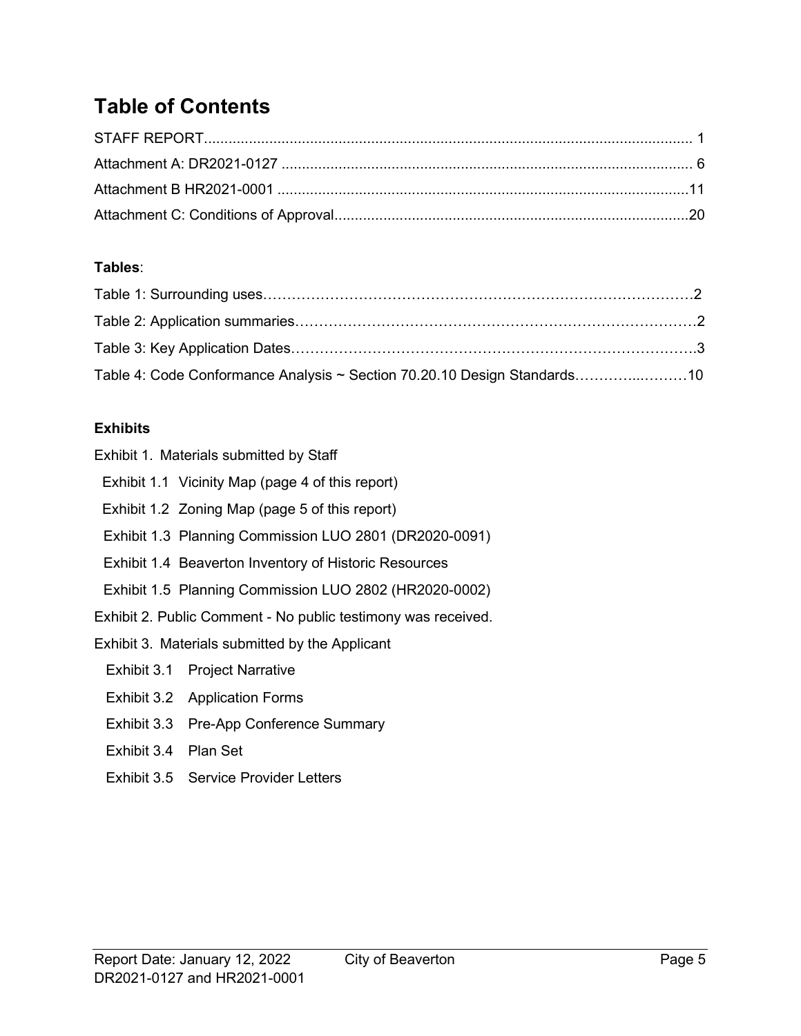# Table of Contents

STAFF REPORT....................................................................................................................... 1

Attachment A: DR2021-0127 .................................................................................................... 6

Attachment B HR2021-0001 ....................................................................................................11

Attachment C: Conditions of Approval......................................................................................20

**Tables**:

Table 1: Surrounding uses……………………………………………………………………………2

Table 2: Application summaries………………………………………………………………………2

Table 3: Key Application Dates………………………………………………………………………..3

Table 4: Code Conformance Analysis ~ Section 70.20.10 Design Standards…………..………10

**Exhibits**

Exhibit 1. Materials submitted by Staff

- Exhibit 1.1 Vicinity Map (page 4 of this report)
- Exhibit 1.2 Zoning Map (page 5 of this report)
- Exhibit 1.3 Planning Commission LUO 2801 (DR2020-0091)
- Exhibit 1.4 Beaverton Inventory of Historic Resources
- Exhibit 1.5 Planning Commission LUO 2802 (HR2020-0002)

Exhibit 2. Public Comment - No public testimony was received.

Exhibit 3. Materials submitted by the Applicant

- Exhibit 3.1 Project Narrative
- Exhibit 3.2 Application Forms
- Exhibit 3.3 Pre-App Conference Summary
- Exhibit 3.4 Plan Set
- Exhibit 3.5 Service Provider Letters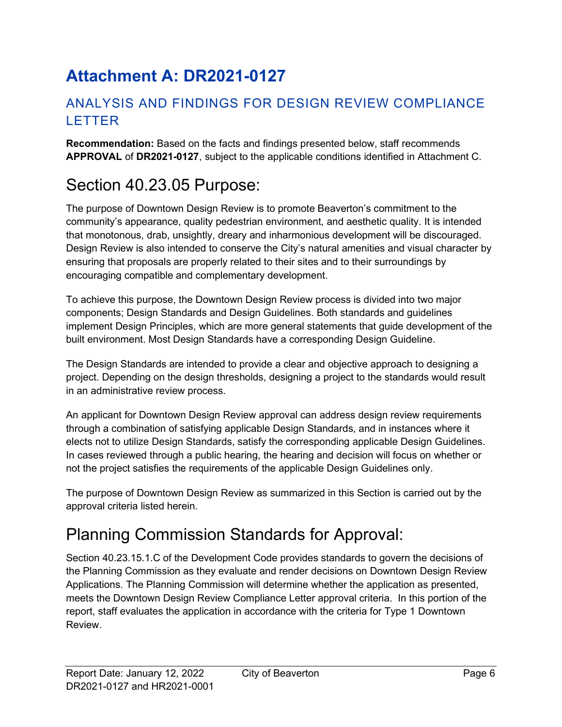# Attachment A: DR2021-0127

## ANALYSIS AND FINDINGS FOR DESIGN REVIEW COMPLIANCE LETTER

**Recommendation:** Based on the facts and findings presented below, staff recommends **APPROVAL** of **DR2021-0127**, subject to the applicable conditions identified in Attachment C.

## Section 40.23.05 Purpose:

The purpose of Downtown Design Review is to promote Beaverton's commitment to the community's appearance, quality pedestrian environment, and aesthetic quality. It is intended that monotonous, drab, unsightly, dreary and inharmonious development will be discouraged. Design Review is also intended to conserve the City's natural amenities and visual character by ensuring that proposals are properly related to their sites and to their surroundings by encouraging compatible and complementary development.

To achieve this purpose, the Downtown Design Review process is divided into two major components; Design Standards and Design Guidelines. Both standards and guidelines implement Design Principles, which are more general statements that guide development of the built environment. Most Design Standards have a corresponding Design Guideline.

The Design Standards are intended to provide a clear and objective approach to designing a project. Depending on the design thresholds, designing a project to the standards would result in an administrative review process.

An applicant for Downtown Design Review approval can address design review requirements through a combination of satisfying applicable Design Standards, and in instances where it elects not to utilize Design Standards, satisfy the corresponding applicable Design Guidelines. In cases reviewed through a public hearing, the hearing and decision will focus on whether or not the project satisfies the requirements of the applicable Design Guidelines only.

The purpose of Downtown Design Review as summarized in this Section is carried out by the approval criteria listed herein.

## Planning Commission Standards for Approval:

Section 40.23.15.1.C of the Development Code provides standards to govern the decisions of the Planning Commission as they evaluate and render decisions on Downtown Design Review Applications. The Planning Commission will determine whether the application as presented, meets the Downtown Design Review Compliance Letter approval criteria. In this portion of the report, staff evaluates the application in accordance with the criteria for Type 1 Downtown Review.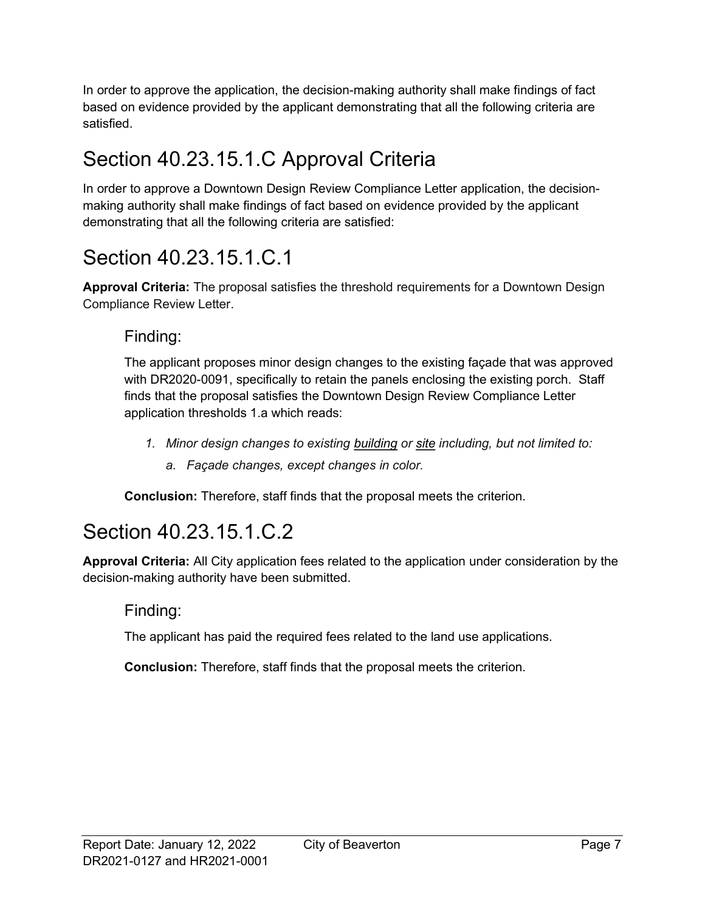In order to approve the application, the decision-making authority shall make findings of fact based on evidence provided by the applicant demonstrating that all the following criteria are satisfied.

# Section 40.23.15.1.C Approval Criteria

In order to approve a Downtown Design Review Compliance Letter application, the decision-making authority shall make findings of fact based on evidence provided by the applicant demonstrating that all the following criteria are satisfied:

# Section 40.23.15.1.C.1

**Approval Criteria:** The proposal satisfies the threshold requirements for a Downtown Design Compliance Review Letter.

## Finding:

The applicant proposes minor design changes to the existing façade that was approved with DR2020-0091, specifically to retain the panels enclosing the existing porch. Staff finds that the proposal satisfies the Downtown Design Review Compliance Letter application thresholds 1.a which reads:

1. *Minor design changes to existing building or site including, but not limited to:*
   a. *Façade changes, except changes in color.*

**Conclusion:** Therefore, staff finds that the proposal meets the criterion.

# Section 40.23.15.1.C.2

**Approval Criteria:** All City application fees related to the application under consideration by the decision-making authority have been submitted.

## Finding:

The applicant has paid the required fees related to the land use applications.

**Conclusion:** Therefore, staff finds that the proposal meets the criterion.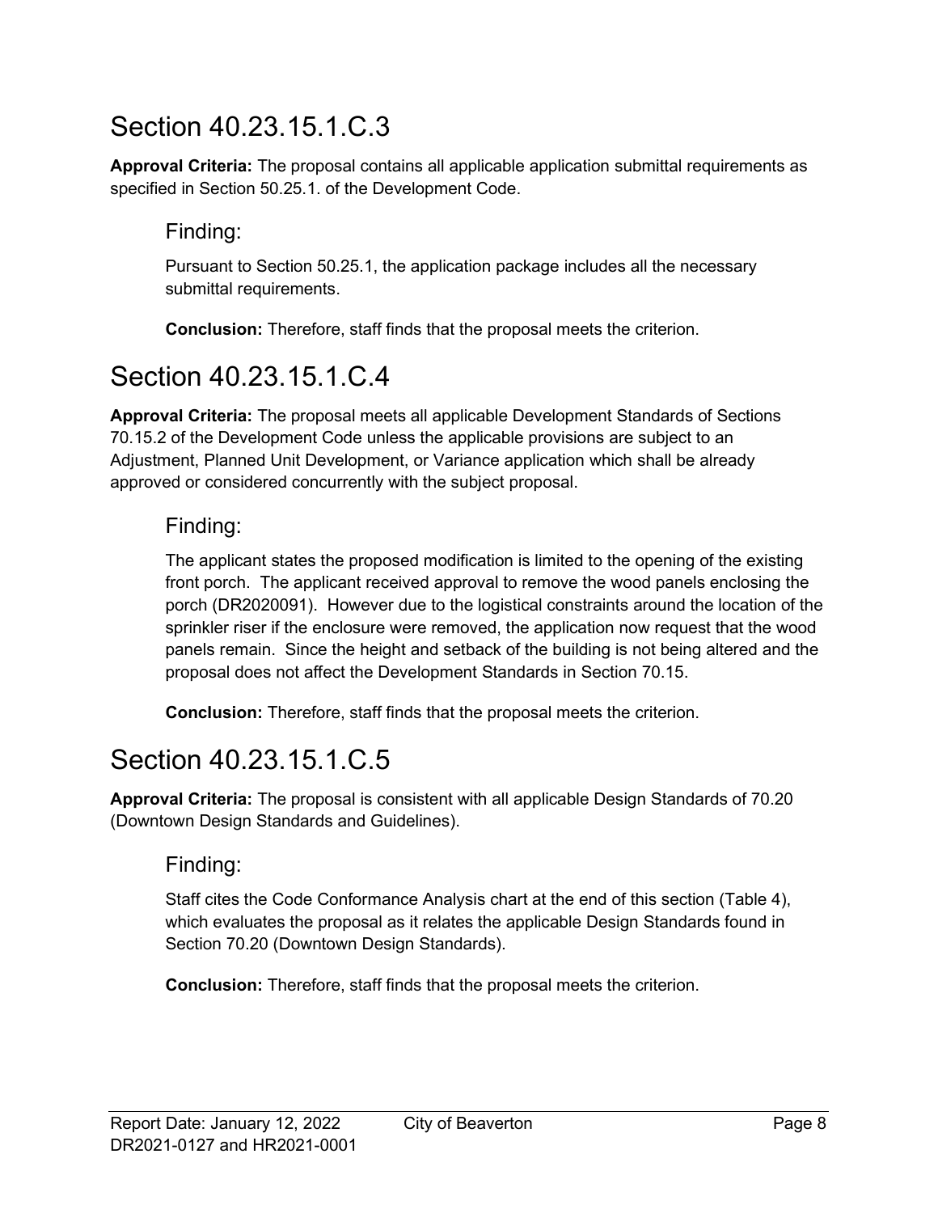## Section 40.23.15.1.C.3

**Approval Criteria:** The proposal contains all applicable application submittal requirements as specified in Section 50.25.1. of the Development Code.

### Finding:

Pursuant to Section 50.25.1, the application package includes all the necessary submittal requirements.

**Conclusion:** Therefore, staff finds that the proposal meets the criterion.

## Section 40.23.15.1.C.4

**Approval Criteria:** The proposal meets all applicable Development Standards of Sections 70.15.2 of the Development Code unless the applicable provisions are subject to an Adjustment, Planned Unit Development, or Variance application which shall be already approved or considered concurrently with the subject proposal.

### Finding:

The applicant states the proposed modification is limited to the opening of the existing front porch. The applicant received approval to remove the wood panels enclosing the porch (DR2020091). However due to the logistical constraints around the location of the sprinkler riser if the enclosure were removed, the application now request that the wood panels remain. Since the height and setback of the building is not being altered and the proposal does not affect the Development Standards in Section 70.15.

**Conclusion:** Therefore, staff finds that the proposal meets the criterion.

## Section 40.23.15.1.C.5

**Approval Criteria:** The proposal is consistent with all applicable Design Standards of 70.20 (Downtown Design Standards and Guidelines).

### Finding:

Staff cites the Code Conformance Analysis chart at the end of this section (Table 4), which evaluates the proposal as it relates the applicable Design Standards found in Section 70.20 (Downtown Design Standards).

**Conclusion:** Therefore, staff finds that the proposal meets the criterion.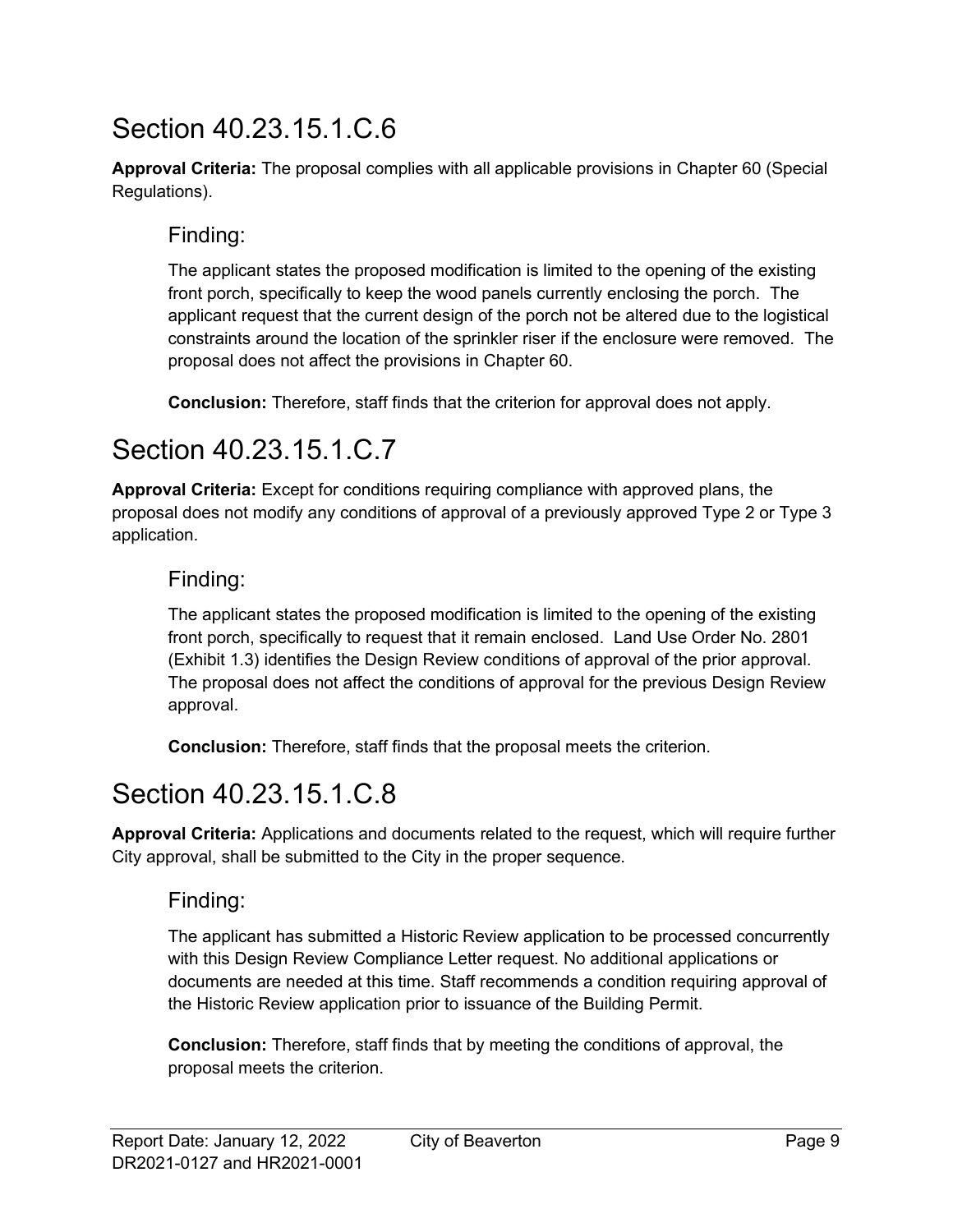# Section 40.23.15.1.C.6

**Approval Criteria:** The proposal complies with all applicable provisions in Chapter 60 (Special Regulations).

## Finding:

The applicant states the proposed modification is limited to the opening of the existing front porch, specifically to keep the wood panels currently enclosing the porch. The applicant request that the current design of the porch not be altered due to the logistical constraints around the location of the sprinkler riser if the enclosure were removed. The proposal does not affect the provisions in Chapter 60.

**Conclusion:** Therefore, staff finds that the criterion for approval does not apply.

# Section 40.23.15.1.C.7

**Approval Criteria:** Except for conditions requiring compliance with approved plans, the proposal does not modify any conditions of approval of a previously approved Type 2 or Type 3 application.

## Finding:

The applicant states the proposed modification is limited to the opening of the existing front porch, specifically to request that it remain enclosed. Land Use Order No. 2801 (Exhibit 1.3) identifies the Design Review conditions of approval of the prior approval. The proposal does not affect the conditions of approval for the previous Design Review approval.

**Conclusion:** Therefore, staff finds that the proposal meets the criterion.

# Section 40.23.15.1.C.8

**Approval Criteria:** Applications and documents related to the request, which will require further City approval, shall be submitted to the City in the proper sequence.

## Finding:

The applicant has submitted a Historic Review application to be processed concurrently with this Design Review Compliance Letter request. No additional applications or documents are needed at this time. Staff recommends a condition requiring approval of the Historic Review application prior to issuance of the Building Permit.

**Conclusion:** Therefore, staff finds that by meeting the conditions of approval, the proposal meets the criterion.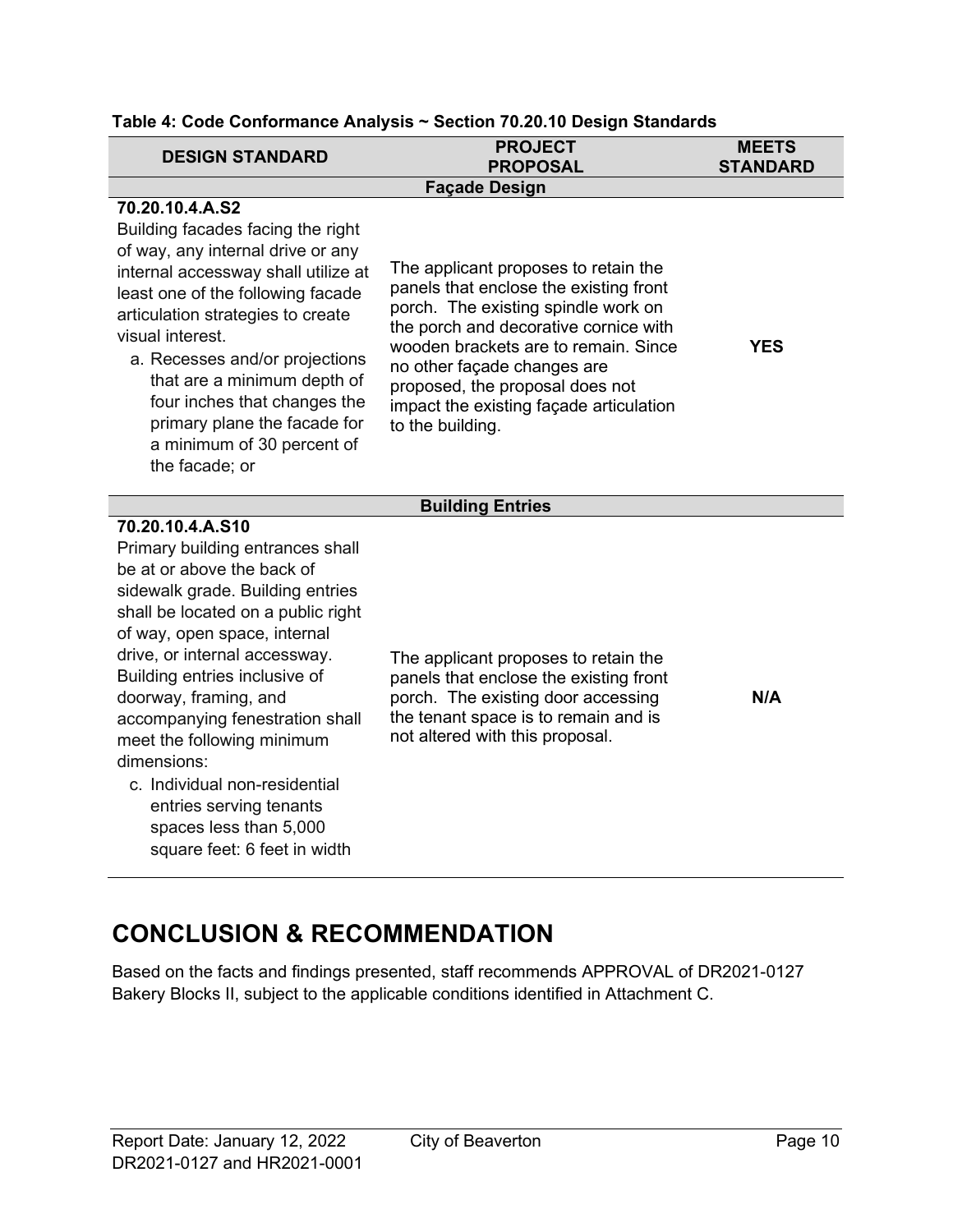**Table 4: Code Conformance Analysis ~ Section 70.20.10 Design Standards**

| DESIGN STANDARD | PROJECT PROPOSAL | MEETS STANDARD |
|---|---|---|
| **Façade Design** | | |
| **70.20.10.4.A.S2** Building facades facing the right of way, any internal drive or any internal accessway shall utilize at least one of the following facade articulation strategies to create visual interest. a. Recesses and/or projections that are a minimum depth of four inches that changes the primary plane the facade for a minimum of 30 percent of the facade; or | The applicant proposes to retain the panels that enclose the existing front porch. The existing spindle work on the porch and decorative cornice with wooden brackets are to remain. Since no other façade changes are proposed, the proposal does not impact the existing façade articulation to the building. | **YES** |
| **Building Entries** | | |
| **70.20.10.4.A.S10** Primary building entrances shall be at or above the back of sidewalk grade. Building entries shall be located on a public right of way, open space, internal drive, or internal accessway. Building entries inclusive of doorway, framing, and accompanying fenestration shall meet the following minimum dimensions: c. Individual non-residential entries serving tenants spaces less than 5,000 square feet: 6 feet in width | The applicant proposes to retain the panels that enclose the existing front porch. The existing door accessing the tenant space is to remain and is not altered with this proposal. | **N/A** |

# CONCLUSION & RECOMMENDATION

Based on the facts and findings presented, staff recommends APPROVAL of DR2021-0127 Bakery Blocks II, subject to the applicable conditions identified in Attachment C.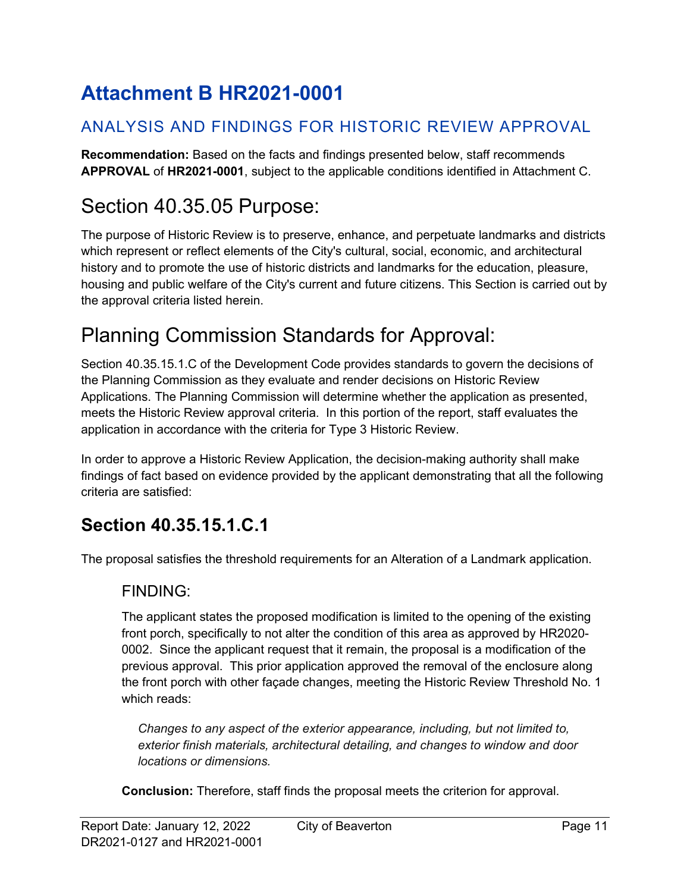# Attachment B HR2021-0001

## ANALYSIS AND FINDINGS FOR HISTORIC REVIEW APPROVAL

**Recommendation:** Based on the facts and findings presented below, staff recommends **APPROVAL** of **HR2021-0001**, subject to the applicable conditions identified in Attachment C.

# Section 40.35.05 Purpose:

The purpose of Historic Review is to preserve, enhance, and perpetuate landmarks and districts which represent or reflect elements of the City's cultural, social, economic, and architectural history and to promote the use of historic districts and landmarks for the education, pleasure, housing and public welfare of the City's current and future citizens. This Section is carried out by the approval criteria listed herein.

# Planning Commission Standards for Approval:

Section 40.35.15.1.C of the Development Code provides standards to govern the decisions of the Planning Commission as they evaluate and render decisions on Historic Review Applications. The Planning Commission will determine whether the application as presented, meets the Historic Review approval criteria. In this portion of the report, staff evaluates the application in accordance with the criteria for Type 3 Historic Review.

In order to approve a Historic Review Application, the decision-making authority shall make findings of fact based on evidence provided by the applicant demonstrating that all the following criteria are satisfied:

## Section 40.35.15.1.C.1

The proposal satisfies the threshold requirements for an Alteration of a Landmark application.

### FINDING:

The applicant states the proposed modification is limited to the opening of the existing front porch, specifically to not alter the condition of this area as approved by HR2020-0002. Since the applicant request that it remain, the proposal is a modification of the previous approval. This prior application approved the removal of the enclosure along the front porch with other façade changes, meeting the Historic Review Threshold No. 1 which reads:

> *Changes to any aspect of the exterior appearance, including, but not limited to, exterior finish materials, architectural detailing, and changes to window and door locations or dimensions.*

**Conclusion:** Therefore, staff finds the proposal meets the criterion for approval.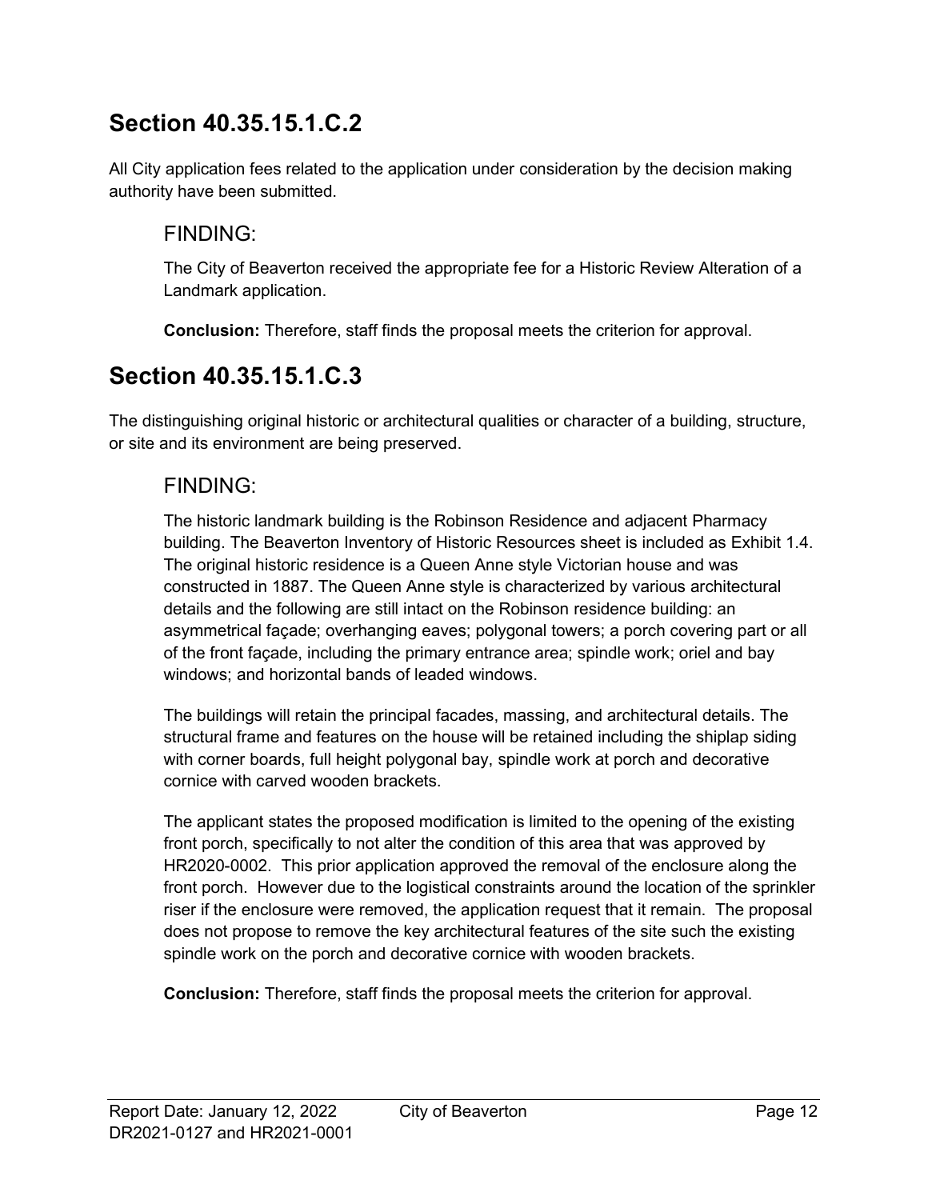## Section 40.35.15.1.C.2

All City application fees related to the application under consideration by the decision making authority have been submitted.

### FINDING:

The City of Beaverton received the appropriate fee for a Historic Review Alteration of a Landmark application.

**Conclusion:** Therefore, staff finds the proposal meets the criterion for approval.

## Section 40.35.15.1.C.3

The distinguishing original historic or architectural qualities or character of a building, structure, or site and its environment are being preserved.

### FINDING:

The historic landmark building is the Robinson Residence and adjacent Pharmacy building. The Beaverton Inventory of Historic Resources sheet is included as Exhibit 1.4. The original historic residence is a Queen Anne style Victorian house and was constructed in 1887. The Queen Anne style is characterized by various architectural details and the following are still intact on the Robinson residence building: an asymmetrical façade; overhanging eaves; polygonal towers; a porch covering part or all of the front façade, including the primary entrance area; spindle work; oriel and bay windows; and horizontal bands of leaded windows.

The buildings will retain the principal facades, massing, and architectural details. The structural frame and features on the house will be retained including the shiplap siding with corner boards, full height polygonal bay, spindle work at porch and decorative cornice with carved wooden brackets.

The applicant states the proposed modification is limited to the opening of the existing front porch, specifically to not alter the condition of this area that was approved by HR2020-0002. This prior application approved the removal of the enclosure along the front porch. However due to the logistical constraints around the location of the sprinkler riser if the enclosure were removed, the application request that it remain. The proposal does not propose to remove the key architectural features of the site such the existing spindle work on the porch and decorative cornice with wooden brackets.

**Conclusion:** Therefore, staff finds the proposal meets the criterion for approval.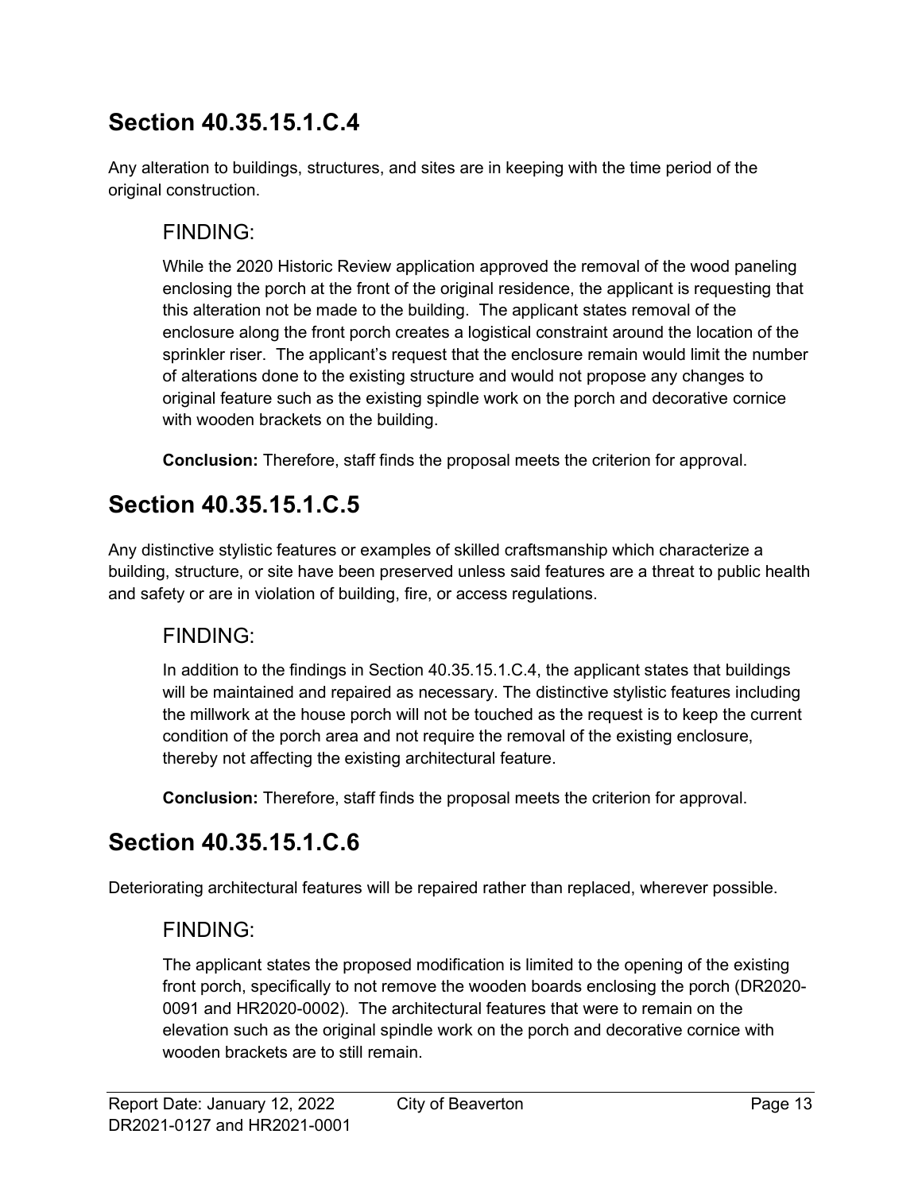## Section 40.35.15.1.C.4

Any alteration to buildings, structures, and sites are in keeping with the time period of the original construction.

### FINDING:

While the 2020 Historic Review application approved the removal of the wood paneling enclosing the porch at the front of the original residence, the applicant is requesting that this alteration not be made to the building. The applicant states removal of the enclosure along the front porch creates a logistical constraint around the location of the sprinkler riser. The applicant's request that the enclosure remain would limit the number of alterations done to the existing structure and would not propose any changes to original feature such as the existing spindle work on the porch and decorative cornice with wooden brackets on the building.

**Conclusion:** Therefore, staff finds the proposal meets the criterion for approval.

## Section 40.35.15.1.C.5

Any distinctive stylistic features or examples of skilled craftsmanship which characterize a building, structure, or site have been preserved unless said features are a threat to public health and safety or are in violation of building, fire, or access regulations.

### FINDING:

In addition to the findings in Section 40.35.15.1.C.4, the applicant states that buildings will be maintained and repaired as necessary. The distinctive stylistic features including the millwork at the house porch will not be touched as the request is to keep the current condition of the porch area and not require the removal of the existing enclosure, thereby not affecting the existing architectural feature.

**Conclusion:** Therefore, staff finds the proposal meets the criterion for approval.

## Section 40.35.15.1.C.6

Deteriorating architectural features will be repaired rather than replaced, wherever possible.

### FINDING:

The applicant states the proposed modification is limited to the opening of the existing front porch, specifically to not remove the wooden boards enclosing the porch (DR2020-0091 and HR2020-0002). The architectural features that were to remain on the elevation such as the original spindle work on the porch and decorative cornice with wooden brackets are to still remain.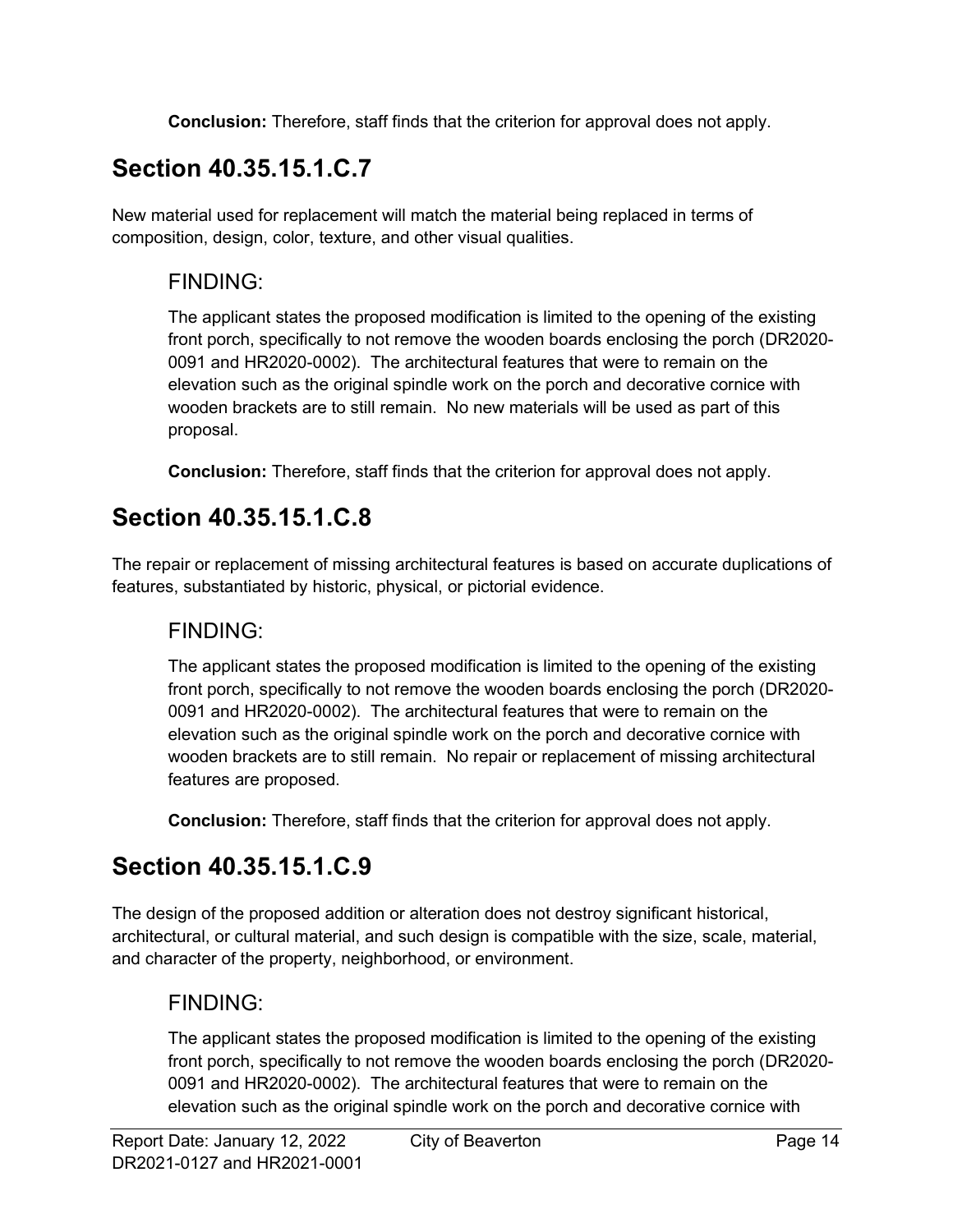**Conclusion:** Therefore, staff finds that the criterion for approval does not apply.

## Section 40.35.15.1.C.7

New material used for replacement will match the material being replaced in terms of composition, design, color, texture, and other visual qualities.

### FINDING:

The applicant states the proposed modification is limited to the opening of the existing front porch, specifically to not remove the wooden boards enclosing the porch (DR2020-0091 and HR2020-0002). The architectural features that were to remain on the elevation such as the original spindle work on the porch and decorative cornice with wooden brackets are to still remain. No new materials will be used as part of this proposal.

**Conclusion:** Therefore, staff finds that the criterion for approval does not apply.

## Section 40.35.15.1.C.8

The repair or replacement of missing architectural features is based on accurate duplications of features, substantiated by historic, physical, or pictorial evidence.

### FINDING:

The applicant states the proposed modification is limited to the opening of the existing front porch, specifically to not remove the wooden boards enclosing the porch (DR2020-0091 and HR2020-0002). The architectural features that were to remain on the elevation such as the original spindle work on the porch and decorative cornice with wooden brackets are to still remain. No repair or replacement of missing architectural features are proposed.

**Conclusion:** Therefore, staff finds that the criterion for approval does not apply.

## Section 40.35.15.1.C.9

The design of the proposed addition or alteration does not destroy significant historical, architectural, or cultural material, and such design is compatible with the size, scale, material, and character of the property, neighborhood, or environment.

### FINDING:

The applicant states the proposed modification is limited to the opening of the existing front porch, specifically to not remove the wooden boards enclosing the porch (DR2020-0091 and HR2020-0002). The architectural features that were to remain on the elevation such as the original spindle work on the porch and decorative cornice with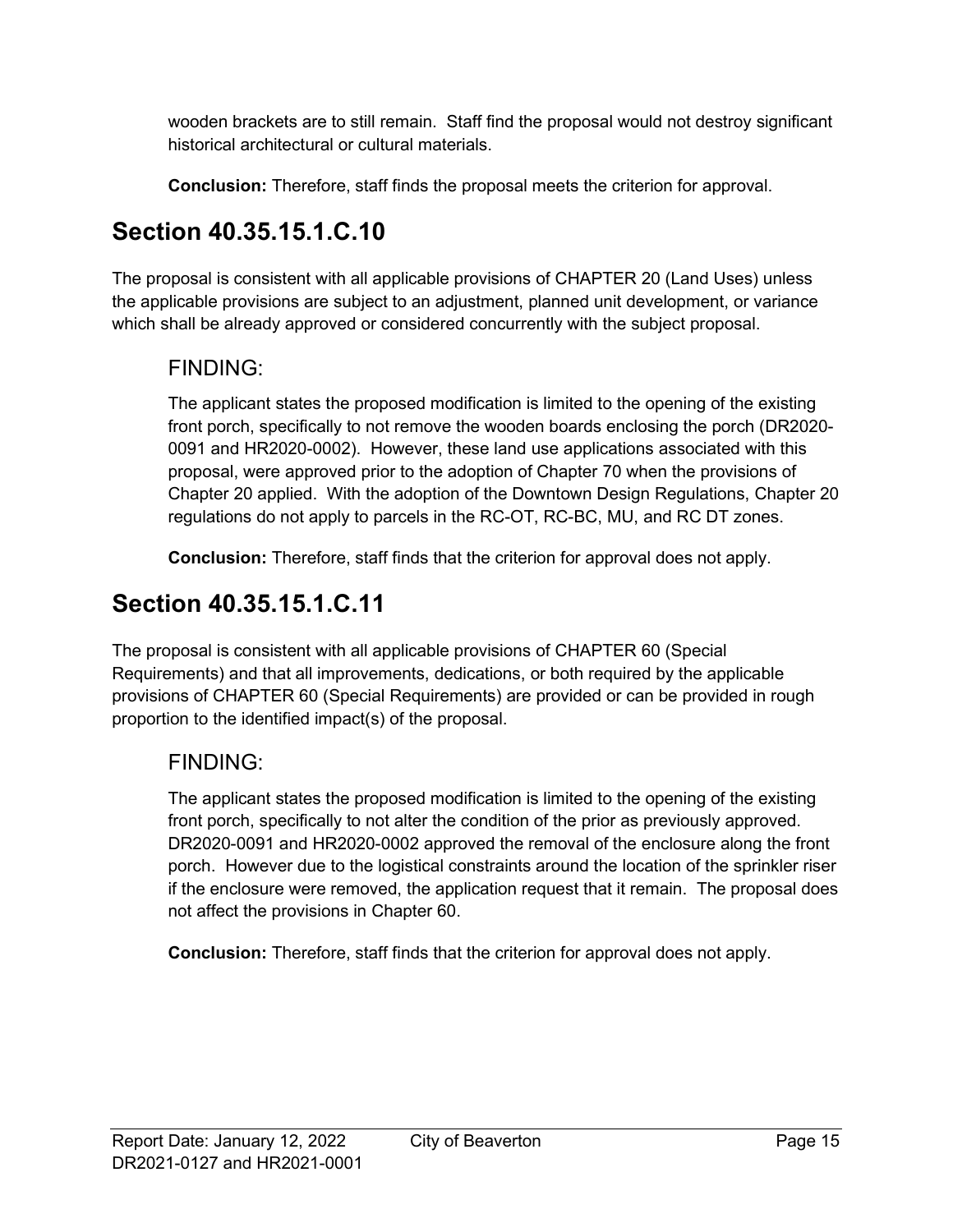wooden brackets are to still remain. Staff find the proposal would not destroy significant historical architectural or cultural materials.

**Conclusion:** Therefore, staff finds the proposal meets the criterion for approval.

## Section 40.35.15.1.C.10

The proposal is consistent with all applicable provisions of CHAPTER 20 (Land Uses) unless the applicable provisions are subject to an adjustment, planned unit development, or variance which shall be already approved or considered concurrently with the subject proposal.

### FINDING:

The applicant states the proposed modification is limited to the opening of the existing front porch, specifically to not remove the wooden boards enclosing the porch (DR2020-0091 and HR2020-0002). However, these land use applications associated with this proposal, were approved prior to the adoption of Chapter 70 when the provisions of Chapter 20 applied. With the adoption of the Downtown Design Regulations, Chapter 20 regulations do not apply to parcels in the RC-OT, RC-BC, MU, and RC DT zones.

**Conclusion:** Therefore, staff finds that the criterion for approval does not apply.

## Section 40.35.15.1.C.11

The proposal is consistent with all applicable provisions of CHAPTER 60 (Special Requirements) and that all improvements, dedications, or both required by the applicable provisions of CHAPTER 60 (Special Requirements) are provided or can be provided in rough proportion to the identified impact(s) of the proposal.

### FINDING:

The applicant states the proposed modification is limited to the opening of the existing front porch, specifically to not alter the condition of the prior as previously approved. DR2020-0091 and HR2020-0002 approved the removal of the enclosure along the front porch. However due to the logistical constraints around the location of the sprinkler riser if the enclosure were removed, the application request that it remain. The proposal does not affect the provisions in Chapter 60.

**Conclusion:** Therefore, staff finds that the criterion for approval does not apply.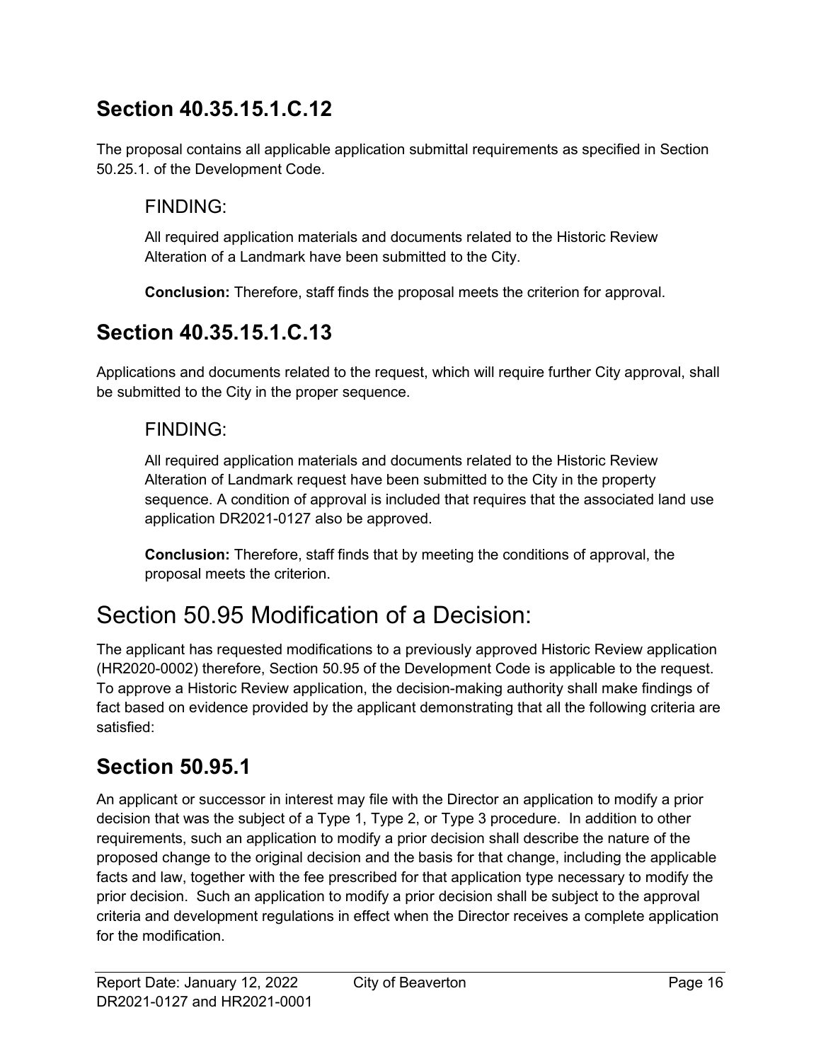## Section 40.35.15.1.C.12

The proposal contains all applicable application submittal requirements as specified in Section 50.25.1. of the Development Code.

### FINDING:

All required application materials and documents related to the Historic Review Alteration of a Landmark have been submitted to the City.

**Conclusion:** Therefore, staff finds the proposal meets the criterion for approval.

## Section 40.35.15.1.C.13

Applications and documents related to the request, which will require further City approval, shall be submitted to the City in the proper sequence.

### FINDING:

All required application materials and documents related to the Historic Review Alteration of Landmark request have been submitted to the City in the property sequence. A condition of approval is included that requires that the associated land use application DR2021-0127 also be approved.

**Conclusion:** Therefore, staff finds that by meeting the conditions of approval, the proposal meets the criterion.

# Section 50.95 Modification of a Decision:

The applicant has requested modifications to a previously approved Historic Review application (HR2020-0002) therefore, Section 50.95 of the Development Code is applicable to the request. To approve a Historic Review application, the decision-making authority shall make findings of fact based on evidence provided by the applicant demonstrating that all the following criteria are satisfied:

## Section 50.95.1

An applicant or successor in interest may file with the Director an application to modify a prior decision that was the subject of a Type 1, Type 2, or Type 3 procedure. In addition to other requirements, such an application to modify a prior decision shall describe the nature of the proposed change to the original decision and the basis for that change, including the applicable facts and law, together with the fee prescribed for that application type necessary to modify the prior decision. Such an application to modify a prior decision shall be subject to the approval criteria and development regulations in effect when the Director receives a complete application for the modification.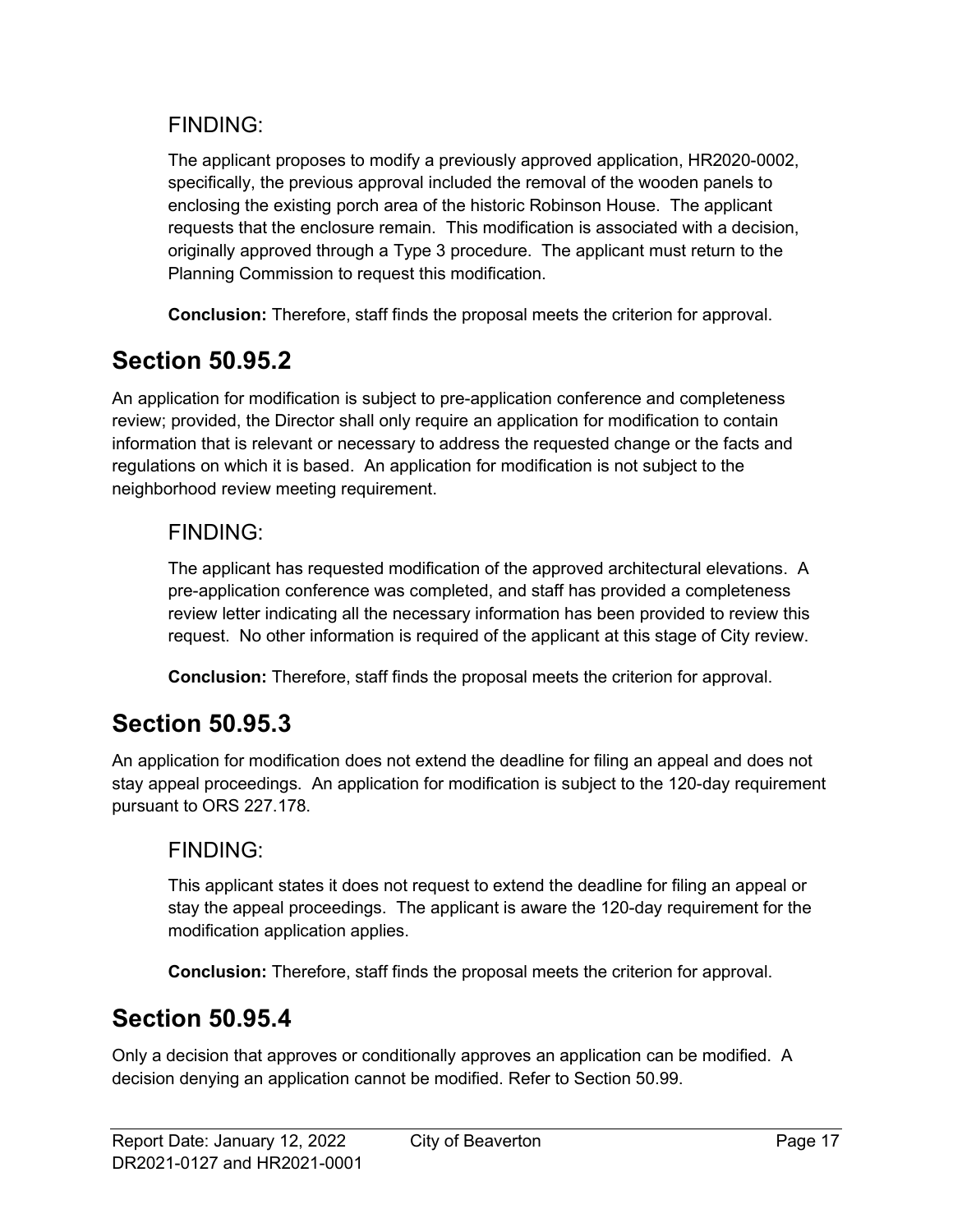### FINDING:

The applicant proposes to modify a previously approved application, HR2020-0002, specifically, the previous approval included the removal of the wooden panels to enclosing the existing porch area of the historic Robinson House. The applicant requests that the enclosure remain. This modification is associated with a decision, originally approved through a Type 3 procedure. The applicant must return to the Planning Commission to request this modification.

**Conclusion:** Therefore, staff finds the proposal meets the criterion for approval.

## Section 50.95.2

An application for modification is subject to pre-application conference and completeness review; provided, the Director shall only require an application for modification to contain information that is relevant or necessary to address the requested change or the facts and regulations on which it is based. An application for modification is not subject to the neighborhood review meeting requirement.

### FINDING:

The applicant has requested modification of the approved architectural elevations. A pre-application conference was completed, and staff has provided a completeness review letter indicating all the necessary information has been provided to review this request. No other information is required of the applicant at this stage of City review.

**Conclusion:** Therefore, staff finds the proposal meets the criterion for approval.

## Section 50.95.3

An application for modification does not extend the deadline for filing an appeal and does not stay appeal proceedings. An application for modification is subject to the 120-day requirement pursuant to ORS 227.178.

### FINDING:

This applicant states it does not request to extend the deadline for filing an appeal or stay the appeal proceedings. The applicant is aware the 120-day requirement for the modification application applies.

**Conclusion:** Therefore, staff finds the proposal meets the criterion for approval.

## Section 50.95.4

Only a decision that approves or conditionally approves an application can be modified. A decision denying an application cannot be modified. Refer to Section 50.99.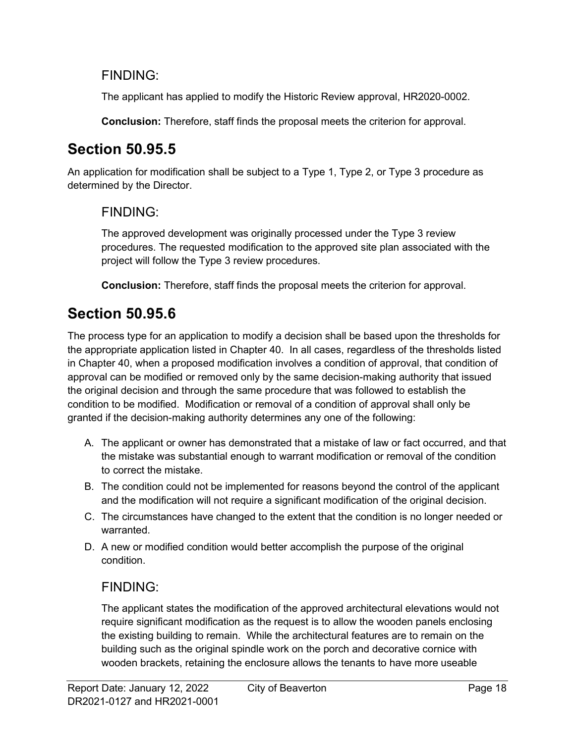### FINDING:

The applicant has applied to modify the Historic Review approval, HR2020-0002.

**Conclusion:** Therefore, staff finds the proposal meets the criterion for approval.

## Section 50.95.5

An application for modification shall be subject to a Type 1, Type 2, or Type 3 procedure as determined by the Director.

### FINDING:

The approved development was originally processed under the Type 3 review procedures. The requested modification to the approved site plan associated with the project will follow the Type 3 review procedures.

**Conclusion:** Therefore, staff finds the proposal meets the criterion for approval.

## Section 50.95.6

The process type for an application to modify a decision shall be based upon the thresholds for the appropriate application listed in Chapter 40. In all cases, regardless of the thresholds listed in Chapter 40, when a proposed modification involves a condition of approval, that condition of approval can be modified or removed only by the same decision-making authority that issued the original decision and through the same procedure that was followed to establish the condition to be modified. Modification or removal of a condition of approval shall only be granted if the decision-making authority determines any one of the following:

A. The applicant or owner has demonstrated that a mistake of law or fact occurred, and that the mistake was substantial enough to warrant modification or removal of the condition to correct the mistake.
B. The condition could not be implemented for reasons beyond the control of the applicant and the modification will not require a significant modification of the original decision.
C. The circumstances have changed to the extent that the condition is no longer needed or warranted.
D. A new or modified condition would better accomplish the purpose of the original condition.

### FINDING:

The applicant states the modification of the approved architectural elevations would not require significant modification as the request is to allow the wooden panels enclosing the existing building to remain. While the architectural features are to remain on the building such as the original spindle work on the porch and decorative cornice with wooden brackets, retaining the enclosure allows the tenants to have more useable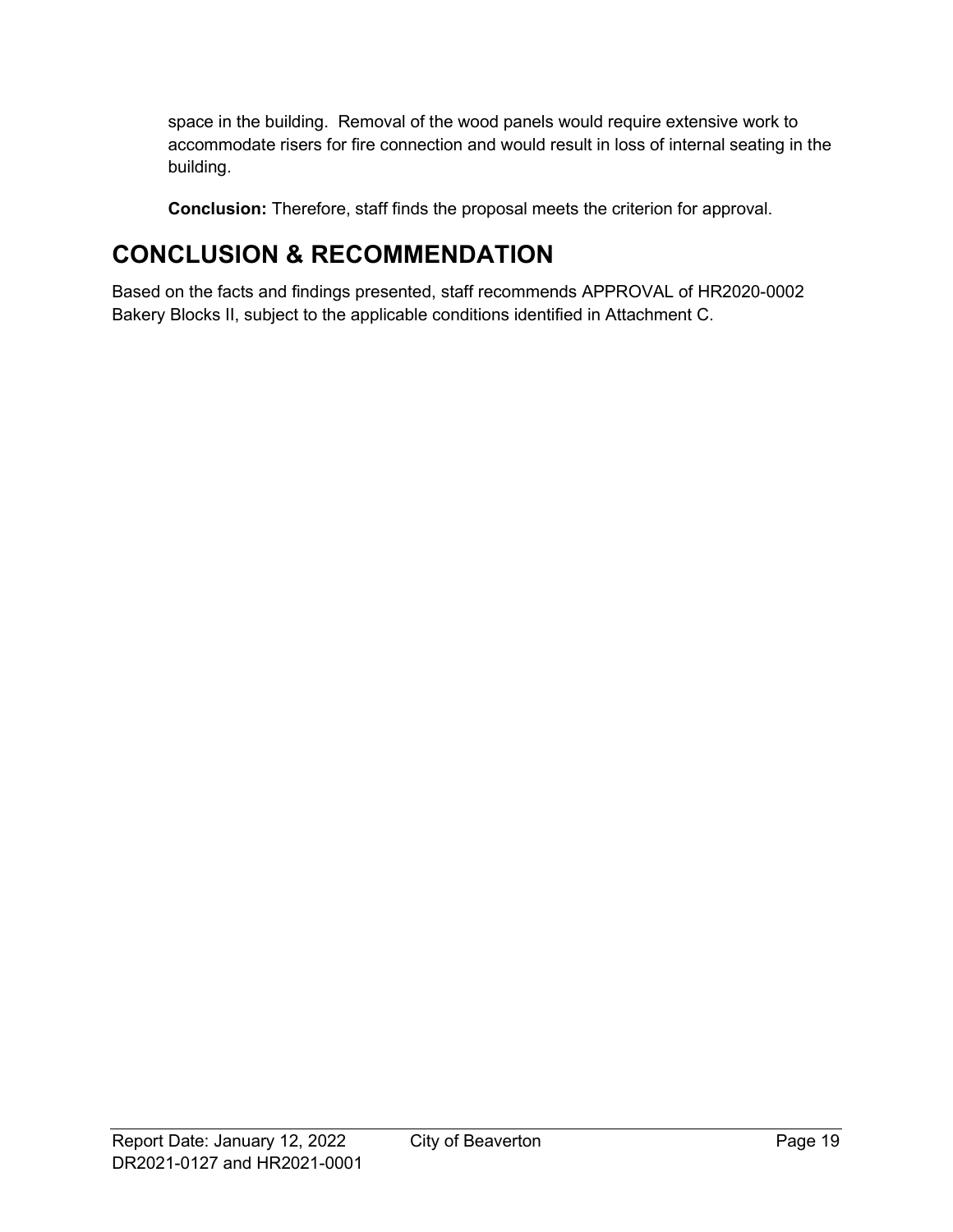space in the building. Removal of the wood panels would require extensive work to accommodate risers for fire connection and would result in loss of internal seating in the building.

**Conclusion:** Therefore, staff finds the proposal meets the criterion for approval.

# CONCLUSION & RECOMMENDATION

Based on the facts and findings presented, staff recommends APPROVAL of HR2020-0002 Bakery Blocks II, subject to the applicable conditions identified in Attachment C.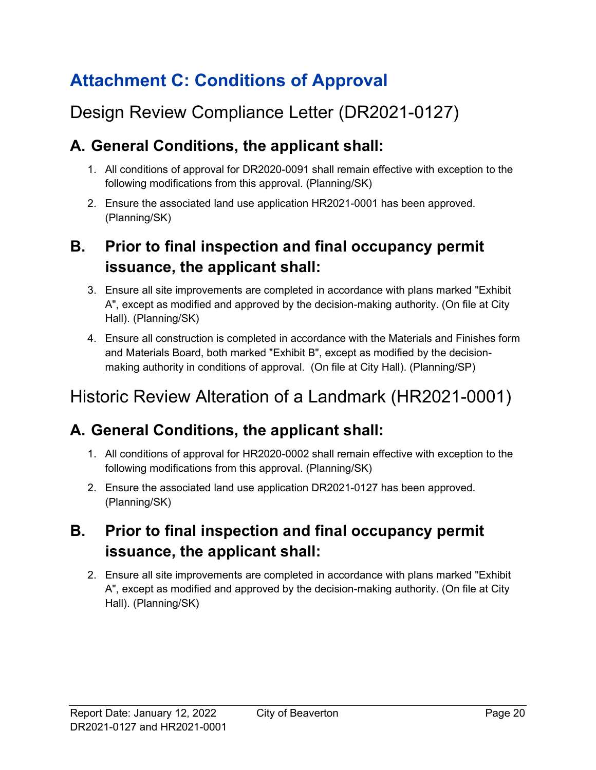# Attachment C: Conditions of Approval

## Design Review Compliance Letter (DR2021-0127)

### A. General Conditions, the applicant shall:

1. All conditions of approval for DR2020-0091 shall remain effective with exception to the following modifications from this approval. (Planning/SK)
2. Ensure the associated land use application HR2021-0001 has been approved. (Planning/SK)

### B. Prior to final inspection and final occupancy permit issuance, the applicant shall:

3. Ensure all site improvements are completed in accordance with plans marked "Exhibit A", except as modified and approved by the decision-making authority. (On file at City Hall). (Planning/SK)
4. Ensure all construction is completed in accordance with the Materials and Finishes form and Materials Board, both marked "Exhibit B", except as modified by the decision-making authority in conditions of approval. (On file at City Hall). (Planning/SP)

## Historic Review Alteration of a Landmark (HR2021-0001)

### A. General Conditions, the applicant shall:

1. All conditions of approval for HR2020-0002 shall remain effective with exception to the following modifications from this approval. (Planning/SK)
2. Ensure the associated land use application DR2021-0127 has been approved. (Planning/SK)

### B. Prior to final inspection and final occupancy permit issuance, the applicant shall:

2. Ensure all site improvements are completed in accordance with plans marked "Exhibit A", except as modified and approved by the decision-making authority. (On file at City Hall). (Planning/SK)